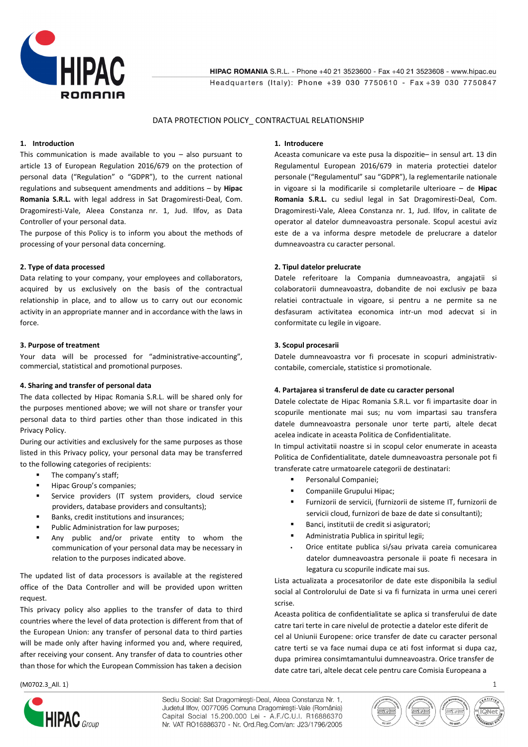DATA PROTECTION POLICY_ CONTRACTUAL RELATIONSHIP

## 1. Introduction

This communication is made available to you – also pursuant to article 13 of European Regulation 2016/679 on the protection of personal data ("Regulation" o "GDPR"), to the current national regulations and subsequent amendments and additions – by **Hipac Romania S.R.L.** with legal address in Sat Dragomiresti-Deal, Com. Dragomiresti-Vale, Aleea Constanza nr. 1, Jud. Ilfov, as Data Controller of your personal data.

The purpose of this Policy is to inform you about the methods of processing of your personal data concerning.

## 2. Type of data processed

Data relating to your company, your employees and collaborators, acquired by us exclusively on the basis of the contractual relationship in place, and to allow us to carry out our economic activity in an appropriate manner and in accordance with the laws in force.

## 3. Purpose of treatment

Your data will be processed for "administrative-accounting", commercial, statistical and promotional purposes.

## 4. Sharing and transfer of personal data

The data collected by Hipac Romania S.R.L. will be shared only for the purposes mentioned above; we will not share or transfer your personal data to third parties other than those indicated in this Privacy Policy.

During our activities and exclusively for the same purposes as those listed in this Privacy policy, your personal data may be transferred to the following categories of recipients:

- The company's staff;
- Hipac Group's companies;
- Service providers (IT system providers, cloud service providers, database providers and consultants);
- Banks, credit institutions and insurances;
- Public Administration for law purposes;
- Any public and/or private entity to whom the communication of your personal data may be necessary in relation to the purposes indicated above.

The updated list of data processors is available at the registered office of the Data Controller and will be provided upon written request.

This privacy policy also applies to the transfer of data to third countries where the level of data protection is different from that of the European Union: any transfer of personal data to third parties will be made only after having informed you and, where required, after receiving your consent. Any transfer of data to countries other than those for which the European Commission has taken a decision

## 1. Introducere

Aceasta comunicare va este pusa la dispozitie– in sensul art. 13 din Regulamentul European 2016/679 in materia protectiei datelor personale ("Regulamentul" sau "GDPR"), la reglementarile nationale in vigoare si la modificarile si completarile ulterioare – de **Hipac Romania S.R.L.** cu sediul legal in Sat Dragomiresti-Deal, Com. Dragomiresti-Vale, Aleea Constanza nr. 1, Jud. Ilfov, in calitate de operator al datelor dumneavoastra personale. Scopul acestui aviz este de a va informa despre metodele de prelucrare a datelor dumneavoastra cu caracter personal.

## 2. Tipul datelor prelucrate

Datele referitoare la Compania dumneavoastra, angajatii si colaboratorii dumneavoastra, dobandite de noi exclusiv pe baza relatiei contractuale in vigoare, si pentru a ne permite sa ne desfasuram activitatea economica intr-un mod adecvat si in conformitate cu legile in vigoare.

## 3. Scopul procesarii

Datele dumneavoastra vor fi procesate in scopuri administrativ-contabile, comerciale, statistice si promotionale.

## 4. Partajarea si transferul de date cu caracter personal

Datele colectate de Hipac Romania S.R.L. vor fi impartasite doar in scopurile mentionate mai sus; nu vom impartasi sau transfera datele dumneavoastra personale unor terte parti, altele decat acelea indicate in aceasta Politica de Confidentialitate.

In timpul activitatii noastre si in scopul celor enumerate in aceasta Politica de Confidentialitate, datele dumneavoastra personale pot fi transferate catre urmatoarele categorii de destinatari:

- Personalul Companiei;
- Companiile Grupului Hipac;
- Furnizorii de servicii, (furnizorii de sisteme IT, furnizorii de servicii cloud, furnizori de baze de date si consultanti);
- Banci, institutii de credit si asiguratori;
- Administratia Publica in spiritul legii;
- Orice entitate publica si/sau privata careia comunicarea datelor dumneavoastra personale ii poate fi necesara in legatura cu scopurile indicate mai sus.

Lista actualizata a procesatorilor de date este disponibila la sediul social al Controlorului de Date si va fi furnizata in urma unei cereri scrise.

Aceasta politica de confidentialitate se aplica si transferului de date catre tari terte in care nivelul de protectie a datelor este diferit de cel al Uniunii Europene: orice transfer de date cu caracter personal catre terti se va face numai dupa ce ati fost informat si dupa caz, dupa primirea consimtamantului dumneavoastra. Orice transfer de date catre tari, altele decat cele pentru care Comisia Europeana a

(M0702.3_All. 1)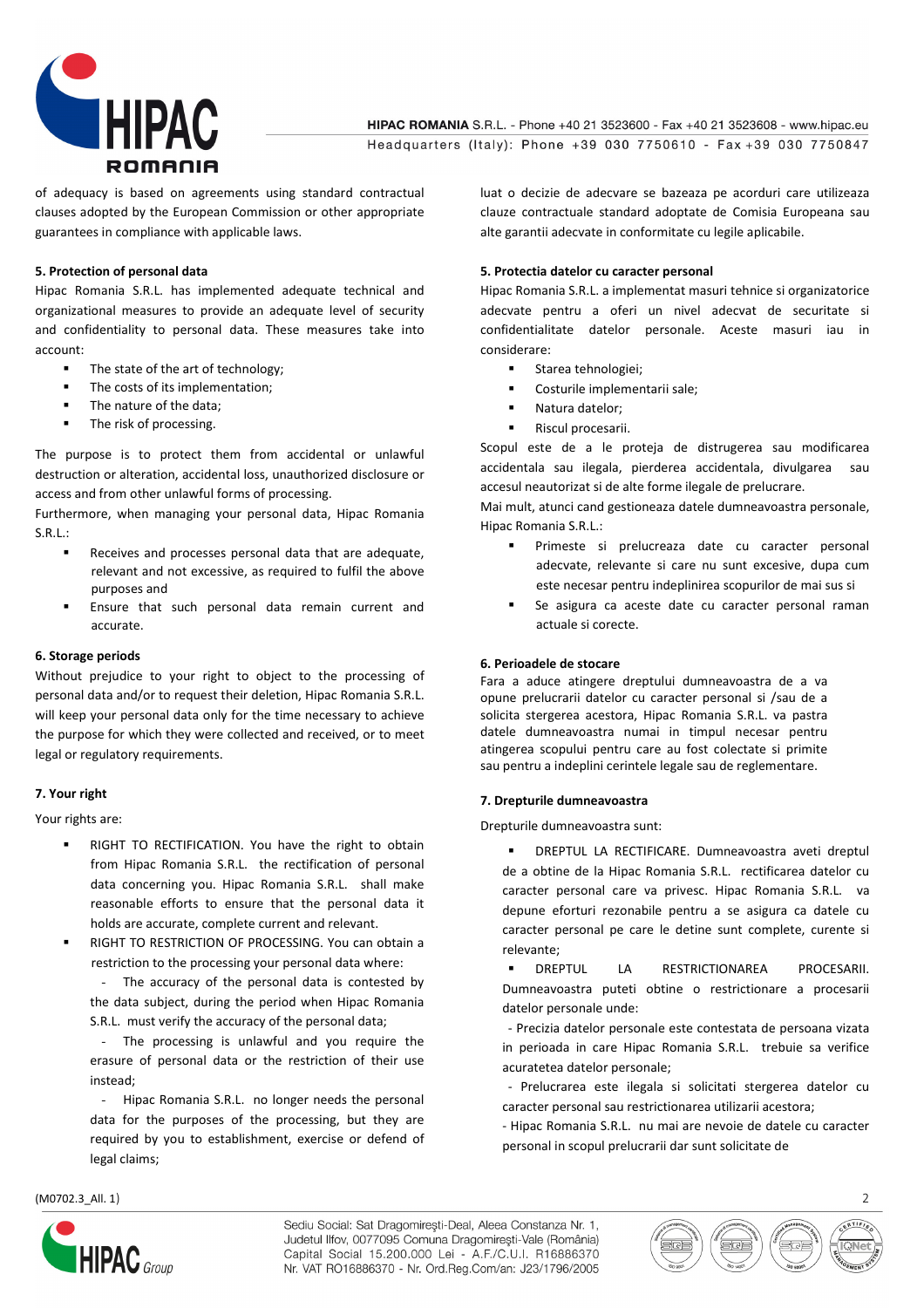of adequacy is based on agreements using standard contractual clauses adopted by the European Commission or other appropriate guarantees in compliance with applicable laws.

**5. Protection of personal data**

Hipac Romania S.R.L. has implemented adequate technical and organizational measures to provide an adequate level of security and confidentiality to personal data. These measures take into account:

- The state of the art of technology;
- The costs of its implementation;
- The nature of the data;
- The risk of processing.

The purpose is to protect them from accidental or unlawful destruction or alteration, accidental loss, unauthorized disclosure or access and from other unlawful forms of processing.

Furthermore, when managing your personal data, Hipac Romania S.R.L.:

- Receives and processes personal data that are adequate, relevant and not excessive, as required to fulfil the above purposes and
- Ensure that such personal data remain current and accurate.

**6. Storage periods**

Without prejudice to your right to object to the processing of personal data and/or to request their deletion, Hipac Romania S.R.L. will keep your personal data only for the time necessary to achieve the purpose for which they were collected and received, or to meet legal or regulatory requirements.

**7. Your right**

Your rights are:

- RIGHT TO RECTIFICATION. You have the right to obtain from Hipac Romania S.R.L. the rectification of personal data concerning you. Hipac Romania S.R.L. shall make reasonable efforts to ensure that the personal data it holds are accurate, complete current and relevant.
- RIGHT TO RESTRICTION OF PROCESSING. You can obtain a restriction to the processing your personal data where:
  - The accuracy of the personal data is contested by the data subject, during the period when Hipac Romania S.R.L. must verify the accuracy of the personal data;
  - The processing is unlawful and you require the erasure of personal data or the restriction of their use instead;
  - Hipac Romania S.R.L. no longer needs the personal data for the purposes of the processing, but they are required by you to establishment, exercise or defend of legal claims;

luat o decizie de adecvare se bazeaza pe acorduri care utilizeaza clauze contractuale standard adoptate de Comisia Europeana sau alte garantii adecvate in conformitate cu legile aplicabile.

**5. Protectia datelor cu caracter personal**

Hipac Romania S.R.L. a implementat masuri tehnice si organizatorice adecvate pentru a oferi un nivel adecvat de securitate si confidentialitate datelor personale. Aceste masuri iau in considerare:

- Starea tehnologiei;
- Costurile implementarii sale;
- Natura datelor;
- Riscul procesarii.

Scopul este de a le proteja de distrugerea sau modificarea accidentala sau ilegala, pierderea accidentala, divulgarea sau accesul neautorizat si de alte forme ilegale de prelucrare.

Mai mult, atunci cand gestioneaza datele dumneavoastra personale, Hipac Romania S.R.L.:

- Primeste si prelucreaza date cu caracter personal adecvate, relevante si care nu sunt excesive, dupa cum este necesar pentru indeplinirea scopurilor de mai sus si
- Se asigura ca aceste date cu caracter personal raman actuale si corecte.

**6. Perioadele de stocare**

Fara a aduce atingere dreptului dumneavoastra de a va opune prelucrarii datelor cu caracter personal si /sau de a solicita stergerea acestora, Hipac Romania S.R.L. va pastra datele dumneavoastra numai in timpul necesar pentru atingerea scopului pentru care au fost colectate si primite sau pentru a indeplini cerintele legale sau de reglementare.

**7. Drepturile dumneavoastra**

Drepturile dumneavoastra sunt:

- DREPTUL LA RECTIFICARE. Dumneavoastra aveti dreptul de a obtine de la Hipac Romania S.R.L. rectificarea datelor cu caracter personal care va privesc. Hipac Romania S.R.L. va depune eforturi rezonabile pentru a se asigura ca datele cu caracter personal pe care le detine sunt complete, curente si relevante;
- DREPTUL LA RESTRICTIONAREA PROCESARII. Dumneavoastra puteti obtine o restrictionare a procesarii datelor personale unde:
  - Precizia datelor personale este contestata de persoana vizata in perioada in care Hipac Romania S.R.L. trebuie sa verifice acuratetea datelor personale;
  - Prelucrarea este ilegala si solicitati stergerea datelor cu caracter personal sau restrictionarea utilizarii acestora;
  - Hipac Romania S.R.L. nu mai are nevoie de datele cu caracter personal in scopul prelucrarii dar sunt solicitate de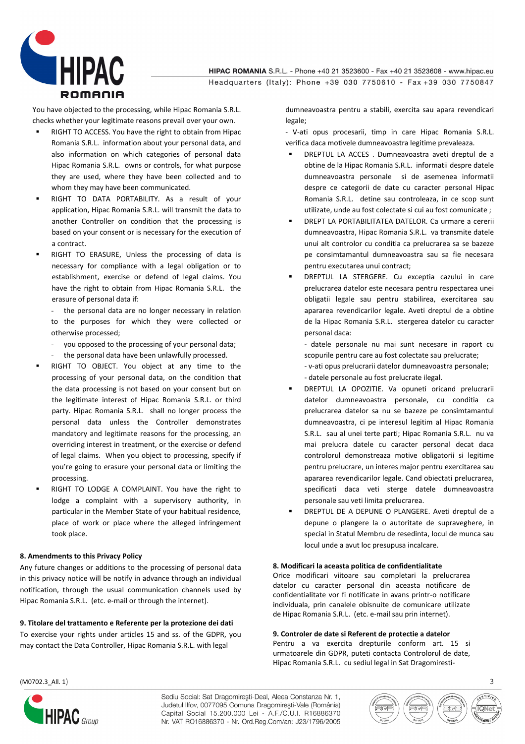You have objected to the processing, while Hipac Romania S.R.L. checks whether your legitimate reasons prevail over your own.

- RIGHT TO ACCESS. You have the right to obtain from Hipac Romania S.R.L. information about your personal data, and also information on which categories of personal data Hipac Romania S.R.L. owns or controls, for what purpose they are used, where they have been collected and to whom they may have been communicated.
- RIGHT TO DATA PORTABILITY. As a result of your application, Hipac Romania S.R.L. will transmit the data to another Controller on condition that the processing is based on your consent or is necessary for the execution of a contract.
- RIGHT TO ERASURE, Unless the processing of data is necessary for compliance with a legal obligation or to establishment, exercise or defend of legal claims. You have the right to obtain from Hipac Romania S.R.L. the erasure of personal data if:
  - the personal data are no longer necessary in relation to the purposes for which they were collected or otherwise processed;
  - you opposed to the processing of your personal data;
  - the personal data have been unlawfully processed.
- RIGHT TO OBJECT. You object at any time to the processing of your personal data, on the condition that the data processing is not based on your consent but on the legitimate interest of Hipac Romania S.R.L. or third party. Hipac Romania S.R.L. shall no longer process the personal data unless the Controller demonstrates mandatory and legitimate reasons for the processing, an overriding interest in treatment, or the exercise or defend of legal claims. When you object to processing, specify if you're going to erasure your personal data or limiting the processing.
- RIGHT TO LODGE A COMPLAINT. You have the right to lodge a complaint with a supervisory authority, in particular in the Member State of your habitual residence, place of work or place where the alleged infringement took place.

**8. Amendments to this Privacy Policy**

Any future changes or additions to the processing of personal data in this privacy notice will be notify in advance through an individual notification, through the usual communication channels used by Hipac Romania S.R.L. (etc. e-mail or through the internet).

**9. Titolare del trattamento e Referente per la protezione dei dati**

To exercise your rights under articles 15 and ss. of the GDPR, you may contact the Data Controller, Hipac Romania S.R.L. with legal

dumneavoastra pentru a stabili, exercita sau apara revendicari legale;

- V-ati opus procesarii, timp in care Hipac Romania S.R.L. verifica daca motivele dumneavoastra legitime prevaleaza.

- DREPTUL LA ACCES . Dumneavoastra aveti dreptul de a obtine de la Hipac Romania S.R.L. informatii despre datele dumneavoastra personale si de asemenea informatii despre ce categorii de date cu caracter personal Hipac Romania S.R.L. detine sau controleaza, in ce scop sunt utilizate, unde au fost colectate si cui au fost comunicate ;
- DREPT LA PORTABILITATEA DATELOR. Ca urmare a cererii dumneavoastra, Hipac Romania S.R.L. va transmite datele unui alt controlor cu conditia ca prelucrarea sa se bazeze pe consimtamantul dumneavoastra sau sa fie necesara pentru executarea unui contract;
- DREPTUL LA STERGERE. Cu exceptia cazului in care prelucrarea datelor este necesara pentru respectarea unei obligatii legale sau pentru stabilirea, exercitarea sau apararea revendicarilor legale. Aveti dreptul de a obtine de la Hipac Romania S.R.L. stergerea datelor cu caracter personal daca:
  - datele personale nu mai sunt necesare in raport cu scopurile pentru care au fost colectate sau prelucrate;
  - v-ati opus prelucrarii datelor dumneavoastra personale;
  - datele personale au fost prelucrate ilegal.
- DREPTUL LA OPOZITIE. Va opuneti oricand prelucrarii datelor dumneavoastra personale, cu conditia ca prelucrarea datelor sa nu se bazeze pe consimtamantul dumneavoastra, ci pe interesul legitim al Hipac Romania S.R.L. sau al unei terte parti; Hipac Romania S.R.L. nu va mai prelucra datele cu caracter personal decat daca controlorul demonstreaza motive obligatorii si legitime pentru prelucrare, un interes major pentru exercitarea sau apararea revendicarilor legale. Cand obiectati prelucrarea, specificati daca veti sterge datele dumneavoastra personale sau veti limita prelucrarea.
- DREPTUL DE A DEPUNE O PLANGERE. Aveti dreptul de a depune o plangere la o autoritate de supraveghere, in special in Statul Membru de resedinta, locul de munca sau locul unde a avut loc presupusa incalcare.

**8. Modificari la aceasta politica de confidentialitate**

Orice modificari viitoare sau completari la prelucrarea datelor cu caracter personal din aceasta notificare de confidentialitate vor fi notificate in avans printr-o notificare individuala, prin canalele obisnuite de comunicare utilizate de Hipac Romania S.R.L. (etc. e-mail sau prin internet).

**9. Controler de date si Referent de protectie a datelor**

Pentru a va exercita drepturile conform art. 15 si urmatoarele din GDPR, puteti contacta Controlorul de date, Hipac Romania S.R.L. cu sediul legal in Sat Dragomiresti-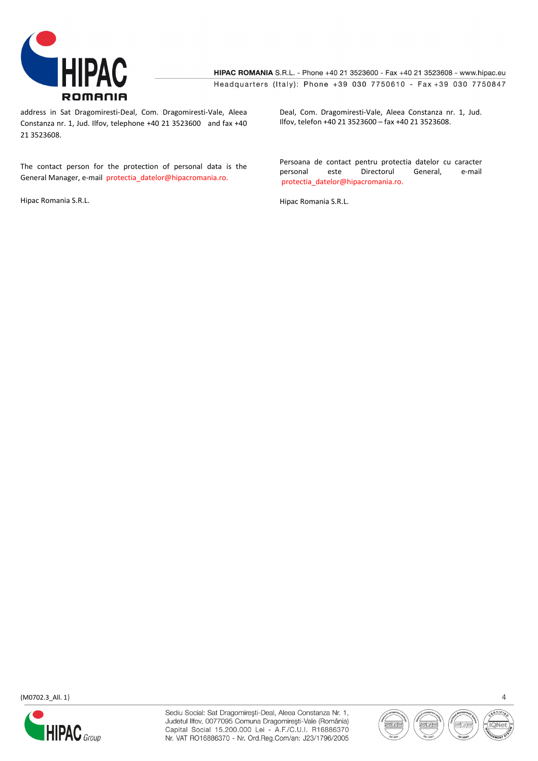address in Sat Dragomiresti-Deal, Com. Dragomiresti-Vale, Aleea Constanza nr. 1, Jud. Ilfov, telephone +40 21 3523600 and fax +40 21 3523608.

The contact person for the protection of personal data is the General Manager, e-mail protectia_datelor@hipacromania.ro.

Hipac Romania S.R.L.

Deal, Com. Dragomiresti-Vale, Aleea Constanza nr. 1, Jud. Ilfov, telefon +40 21 3523600 – fax +40 21 3523608.

Persoana de contact pentru protectia datelor cu caracter personal este Directorul General, e-mail protectia_datelor@hipacromania.ro.

Hipac Romania S.R.L.